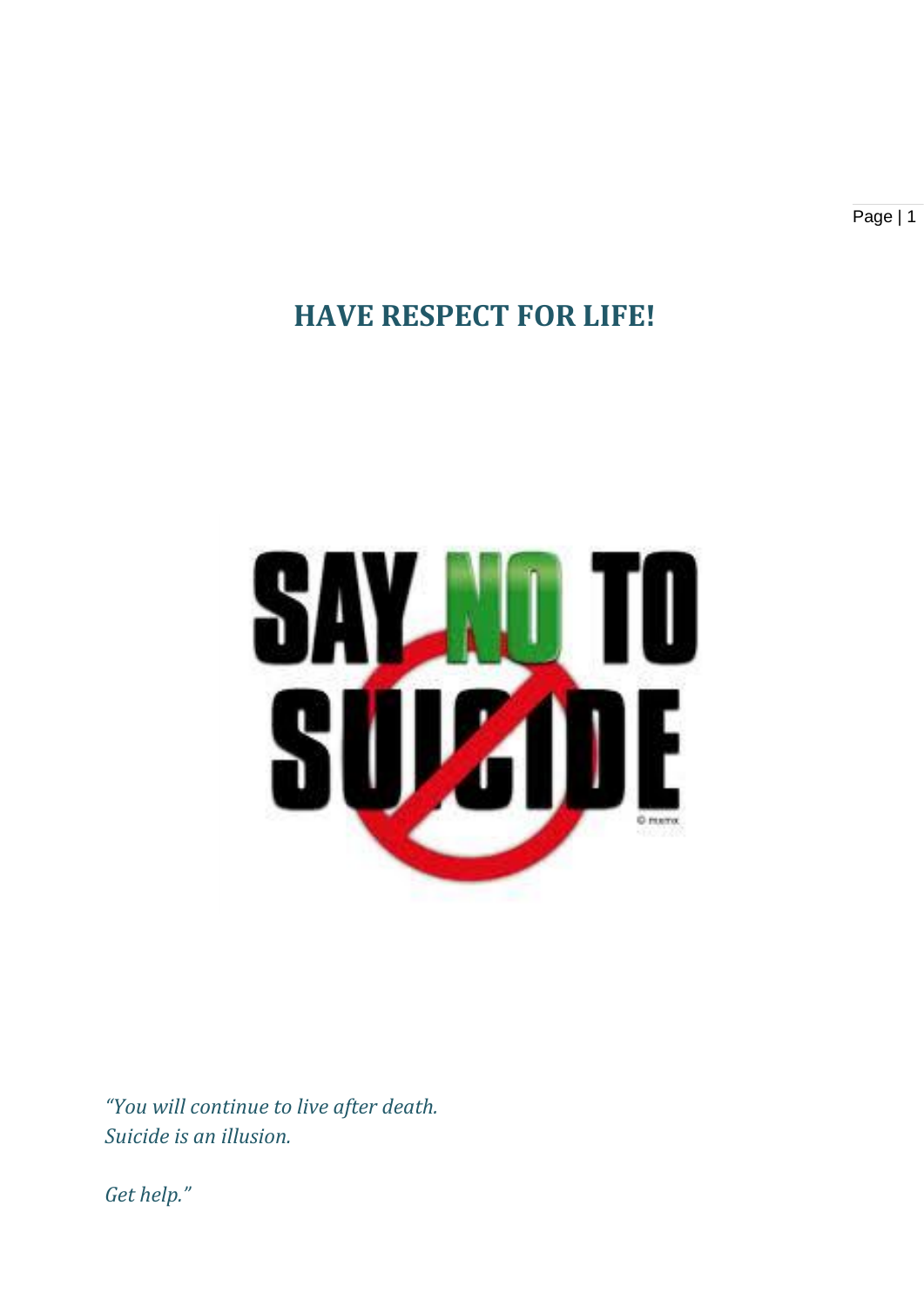# HAVE RESPECT FOR LIFE!

SAY NO TO SUICIDE

*"You will continue to live after death.*
*Suicide is an illusion.*

*Get help."*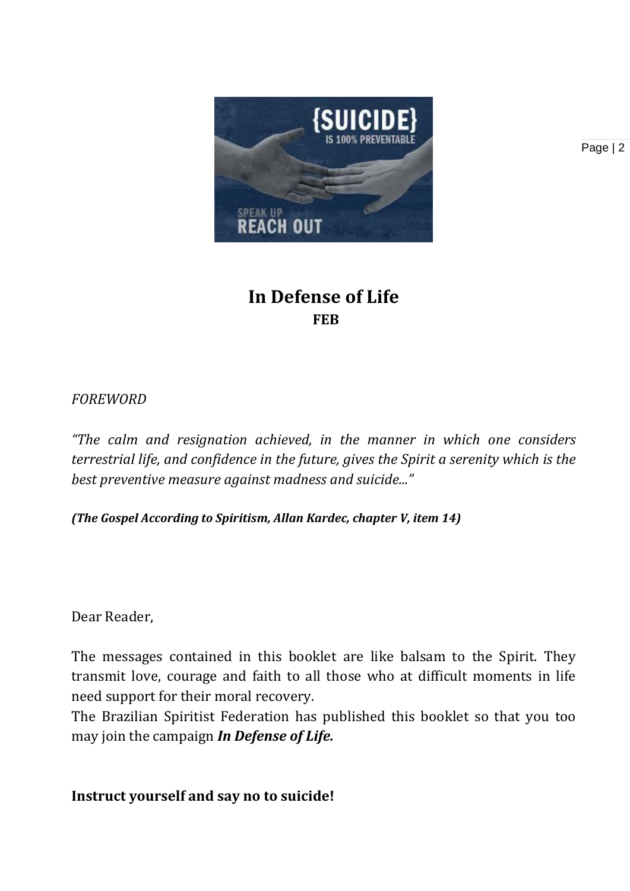# In Defense of Life

**FEB**

*FOREWORD*

*"The calm and resignation achieved, in the manner in which one considers terrestrial life, and confidence in the future, gives the Spirit a serenity which is the best preventive measure against madness and suicide..."*

***(The Gospel According to Spiritism, Allan Kardec, chapter V, item 14)***

Dear Reader,

The messages contained in this booklet are like balsam to the Spirit. They transmit love, courage and faith to all those who at difficult moments in life need support for their moral recovery.

The Brazilian Spiritist Federation has published this booklet so that you too may join the campaign ***In Defense of Life.***

**Instruct yourself and say no to suicide!**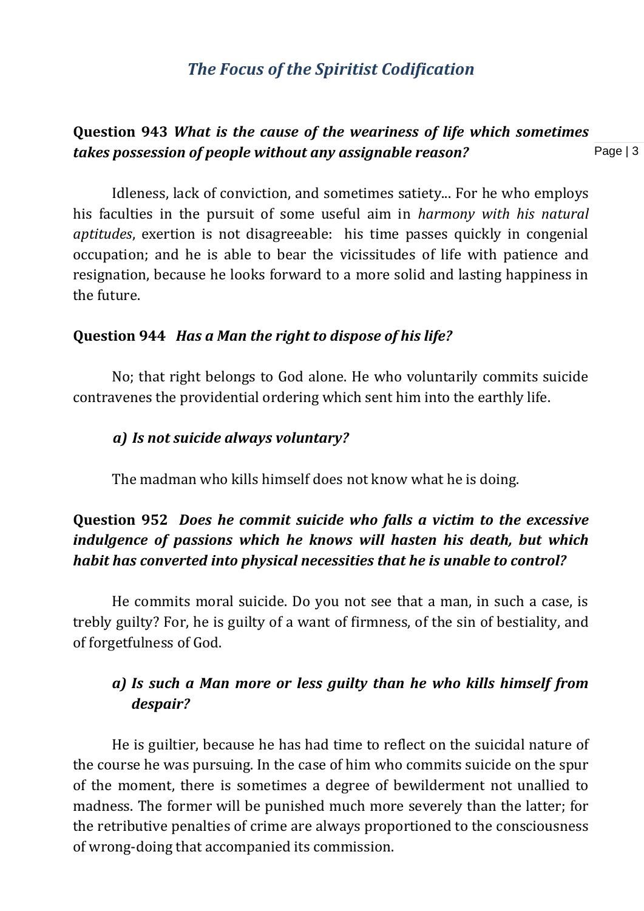## *The Focus of the Spiritist Codification*

**Question 943** ***What is the cause of the weariness of life which sometimes takes possession of people without any assignable reason?***

Idleness, lack of conviction, and sometimes satiety... For he who employs his faculties in the pursuit of some useful aim in *harmony with his natural aptitudes*, exertion is not disagreeable: his time passes quickly in congenial occupation; and he is able to bear the vicissitudes of life with patience and resignation, because he looks forward to a more solid and lasting happiness in the future.

**Question 944** ***Has a Man the right to dispose of his life?***

No; that right belongs to God alone. He who voluntarily commits suicide contravenes the providential ordering which sent him into the earthly life.

***a) Is not suicide always voluntary?***

The madman who kills himself does not know what he is doing.

**Question 952** ***Does he commit suicide who falls a victim to the excessive indulgence of passions which he knows will hasten his death, but which habit has converted into physical necessities that he is unable to control?***

He commits moral suicide. Do you not see that a man, in such a case, is trebly guilty? For, he is guilty of a want of firmness, of the sin of bestiality, and of forgetfulness of God.

***a) Is such a Man more or less guilty than he who kills himself from despair?***

He is guiltier, because he has had time to reflect on the suicidal nature of the course he was pursuing. In the case of him who commits suicide on the spur of the moment, there is sometimes a degree of bewilderment not unallied to madness. The former will be punished much more severely than the latter; for the retributive penalties of crime are always proportioned to the consciousness of wrong-doing that accompanied its commission.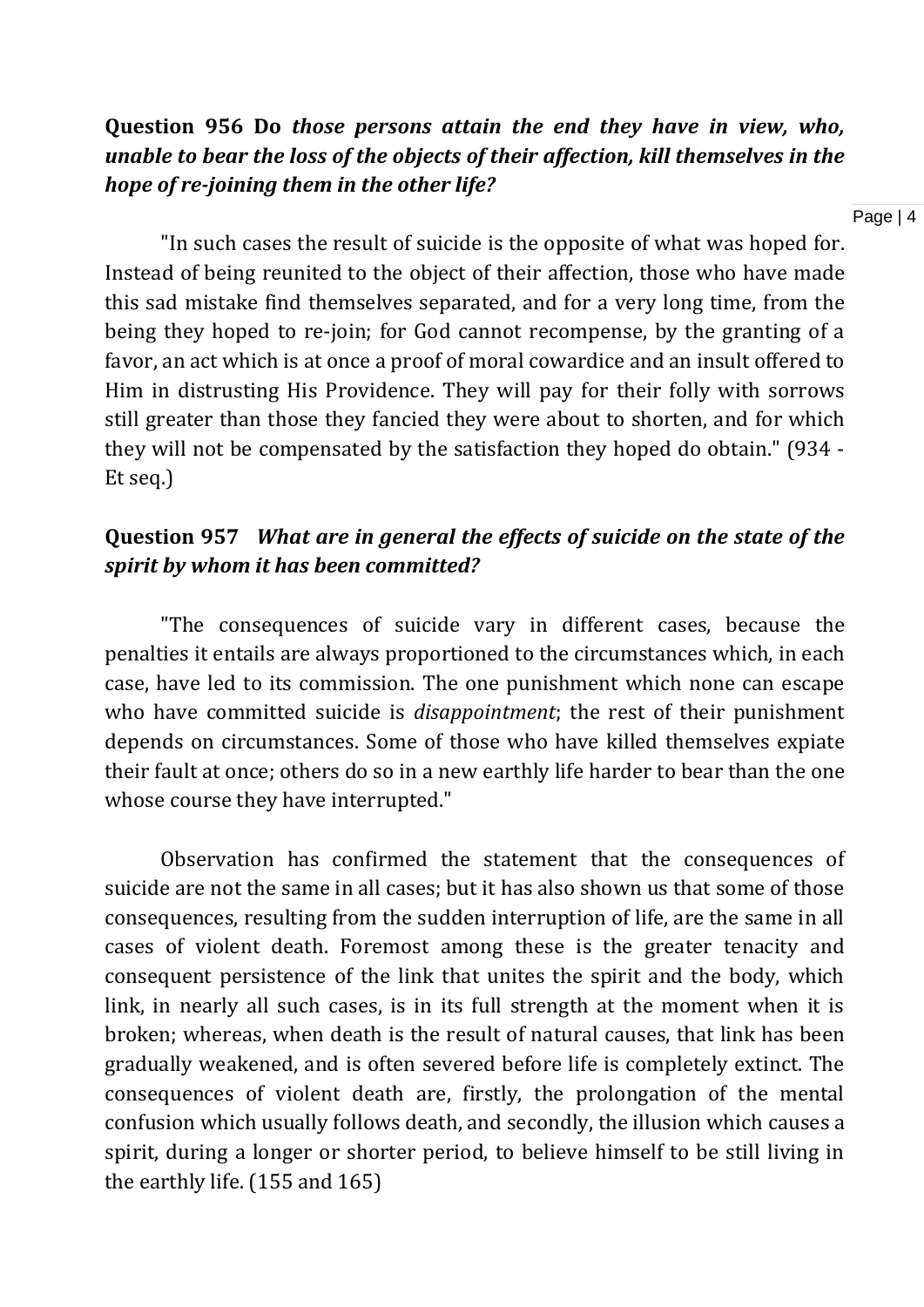**Question 956 Do** ***those persons attain the end they have in view, who, unable to bear the loss of the objects of their affection, kill themselves in the hope of re-joining them in the other life?***

"In such cases the result of suicide is the opposite of what was hoped for. Instead of being reunited to the object of their affection, those who have made this sad mistake find themselves separated, and for a very long time, from the being they hoped to re-join; for God cannot recompense, by the granting of a favor, an act which is at once a proof of moral cowardice and an insult offered to Him in distrusting His Providence. They will pay for their folly with sorrows still greater than those they fancied they were about to shorten, and for which they will not be compensated by the satisfaction they hoped do obtain." (934 - Et seq.)

**Question 957** ***What are in general the effects of suicide on the state of the spirit by whom it has been committed?***

"The consequences of suicide vary in different cases, because the penalties it entails are always proportioned to the circumstances which, in each case, have led to its commission. The one punishment which none can escape who have committed suicide is *disappointment*; the rest of their punishment depends on circumstances. Some of those who have killed themselves expiate their fault at once; others do so in a new earthly life harder to bear than the one whose course they have interrupted."

Observation has confirmed the statement that the consequences of suicide are not the same in all cases; but it has also shown us that some of those consequences, resulting from the sudden interruption of life, are the same in all cases of violent death. Foremost among these is the greater tenacity and consequent persistence of the link that unites the spirit and the body, which link, in nearly all such cases, is in its full strength at the moment when it is broken; whereas, when death is the result of natural causes, that link has been gradually weakened, and is often severed before life is completely extinct. The consequences of violent death are, firstly, the prolongation of the mental confusion which usually follows death, and secondly, the illusion which causes a spirit, during a longer or shorter period, to believe himself to be still living in the earthly life. (155 and 165)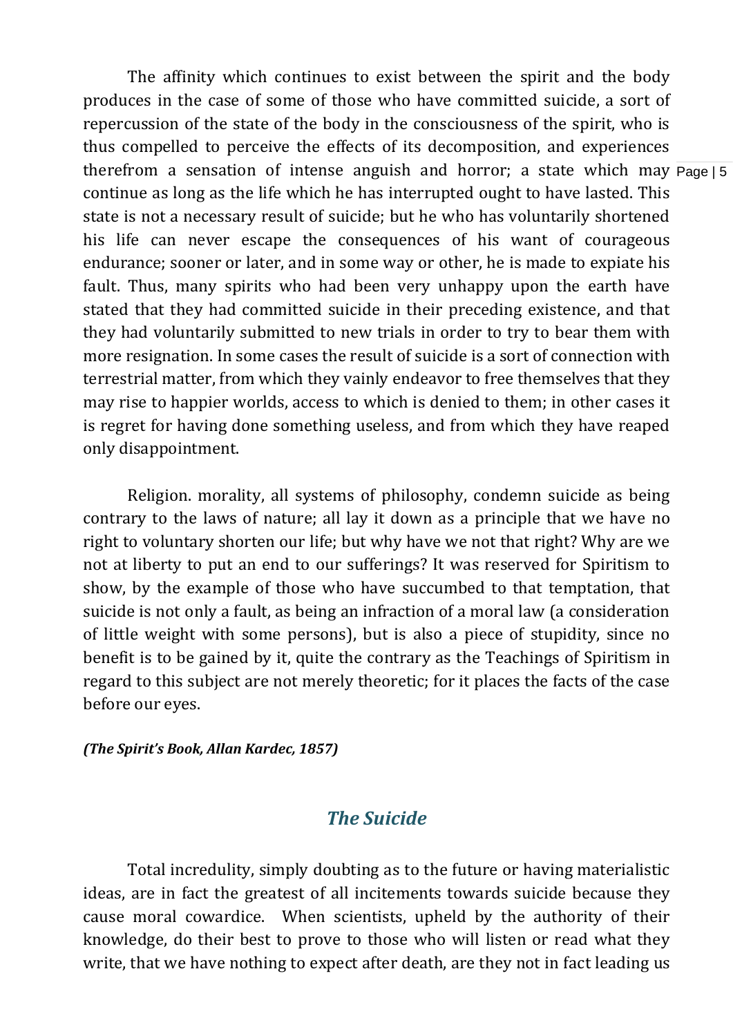The affinity which continues to exist between the spirit and the body produces in the case of some of those who have committed suicide, a sort of repercussion of the state of the body in the consciousness of the spirit, who is thus compelled to perceive the effects of its decomposition, and experiences therefrom a sensation of intense anguish and horror; a state which may continue as long as the life which he has interrupted ought to have lasted. This state is not a necessary result of suicide; but he who has voluntarily shortened his life can never escape the consequences of his want of courageous endurance; sooner or later, and in some way or other, he is made to expiate his fault. Thus, many spirits who had been very unhappy upon the earth have stated that they had committed suicide in their preceding existence, and that they had voluntarily submitted to new trials in order to try to bear them with more resignation. In some cases the result of suicide is a sort of connection with terrestrial matter, from which they vainly endeavor to free themselves that they may rise to happier worlds, access to which is denied to them; in other cases it is regret for having done something useless, and from which they have reaped only disappointment.

Religion. morality, all systems of philosophy, condemn suicide as being contrary to the laws of nature; all lay it down as a principle that we have no right to voluntary shorten our life; but why have we not that right? Why are we not at liberty to put an end to our sufferings? It was reserved for Spiritism to show, by the example of those who have succumbed to that temptation, that suicide is not only a fault, as being an infraction of a moral law (a consideration of little weight with some persons), but is also a piece of stupidity, since no benefit is to be gained by it, quite the contrary as the Teachings of Spiritism in regard to this subject are not merely theoretic; for it places the facts of the case before our eyes.

***(The Spirit's Book, Allan Kardec, 1857)***

## *The Suicide*

Total incredulity, simply doubting as to the future or having materialistic ideas, are in fact the greatest of all incitements towards suicide because they cause moral cowardice. When scientists, upheld by the authority of their knowledge, do their best to prove to those who will listen or read what they write, that we have nothing to expect after death, are they not in fact leading us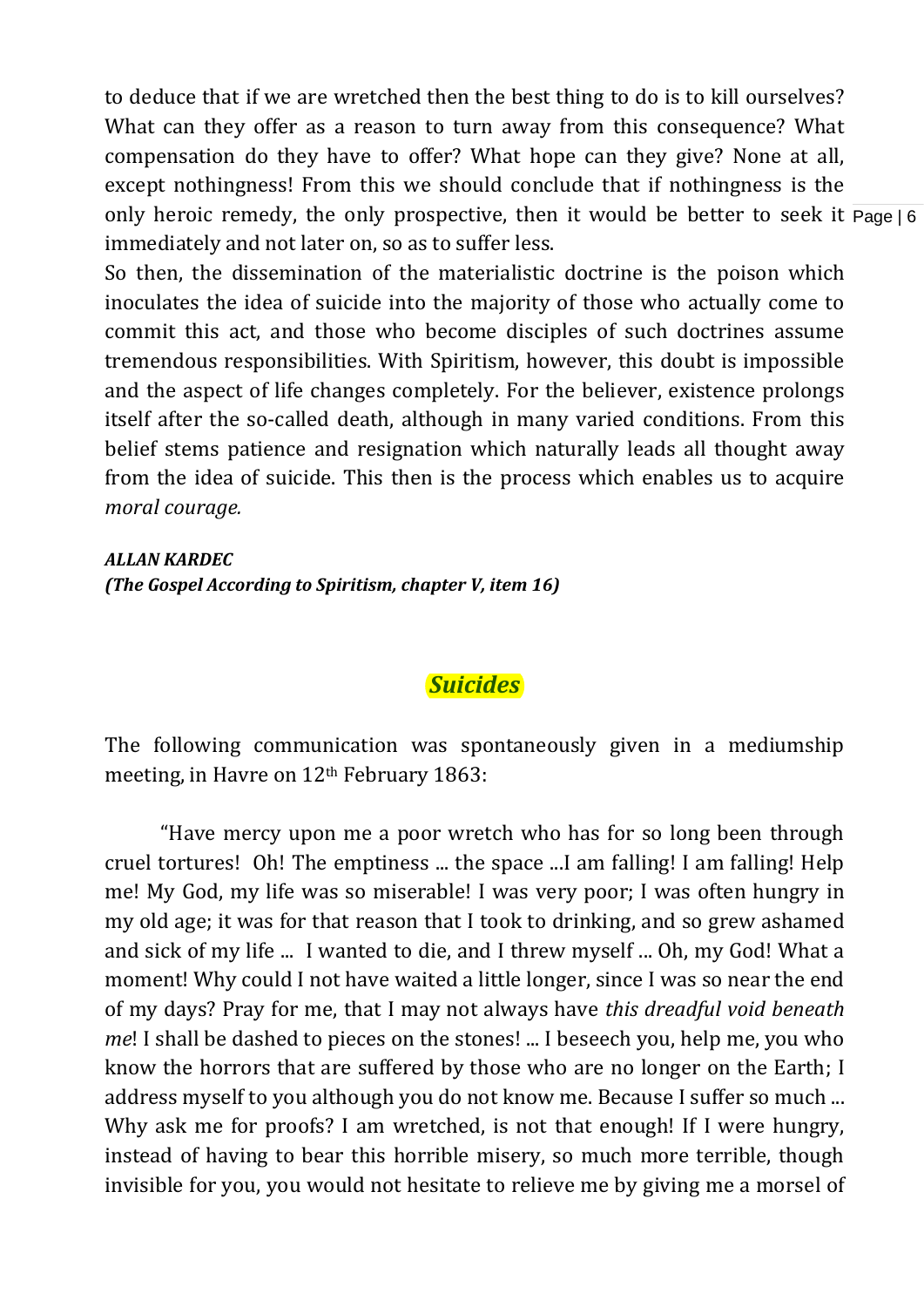to deduce that if we are wretched then the best thing to do is to kill ourselves? What can they offer as a reason to turn away from this consequence? What compensation do they have to offer? What hope can they give? None at all, except nothingness! From this we should conclude that if nothingness is the only heroic remedy, the only prospective, then it would be better to seek it immediately and not later on, so as to suffer less.

So then, the dissemination of the materialistic doctrine is the poison which inoculates the idea of suicide into the majority of those who actually come to commit this act, and those who become disciples of such doctrines assume tremendous responsibilities. With Spiritism, however, this doubt is impossible and the aspect of life changes completely. For the believer, existence prolongs itself after the so-called death, although in many varied conditions. From this belief stems patience and resignation which naturally leads all thought away from the idea of suicide. This then is the process which enables us to acquire *moral courage.*

***ALLAN KARDEC***
***(The Gospel According to Spiritism, chapter V, item 16)***

## *Suicides*

The following communication was spontaneously given in a mediumship meeting, in Havre on 12th February 1863:

"Have mercy upon me a poor wretch who has for so long been through cruel tortures! Oh! The emptiness ... the space ...I am falling! I am falling! Help me! My God, my life was so miserable! I was very poor; I was often hungry in my old age; it was for that reason that I took to drinking, and so grew ashamed and sick of my life ... I wanted to die, and I threw myself ... Oh, my God! What a moment! Why could I not have waited a little longer, since I was so near the end of my days? Pray for me, that I may not always have *this dreadful void beneath me*! I shall be dashed to pieces on the stones! ... I beseech you, help me, you who know the horrors that are suffered by those who are no longer on the Earth; I address myself to you although you do not know me. Because I suffer so much ... Why ask me for proofs? I am wretched, is not that enough! If I were hungry, instead of having to bear this horrible misery, so much more terrible, though invisible for you, you would not hesitate to relieve me by giving me a morsel of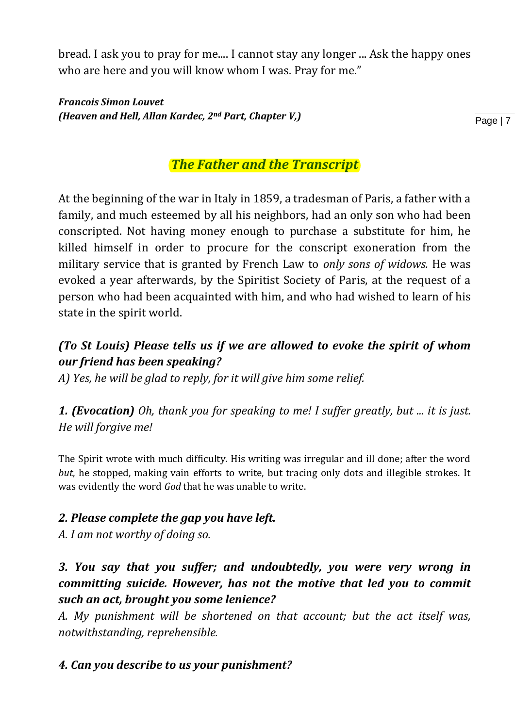bread. I ask you to pray for me.... I cannot stay any longer ... Ask the happy ones who are here and you will know whom I was. Pray for me."

***Francois Simon Louvet***
***(Heaven and Hell, Allan Kardec, 2nd Part, Chapter V,)***

## *The Father and the Transcript*

At the beginning of the war in Italy in 1859, a tradesman of Paris, a father with a family, and much esteemed by all his neighbors, had an only son who had been conscripted. Not having money enough to purchase a substitute for him, he killed himself in order to procure for the conscript exoneration from the military service that is granted by French Law to *only sons of widows.* He was evoked a year afterwards, by the Spiritist Society of Paris, at the request of a person who had been acquainted with him, and who had wished to learn of his state in the spirit world.

***(To St Louis) Please tells us if we are allowed to evoke the spirit of whom our friend has been speaking?***
*A) Yes, he will be glad to reply, for it will give him some relief.*

***1. (Evocation)*** *Oh, thank you for speaking to me! I suffer greatly, but ... it is just. He will forgive me!*

The Spirit wrote with much difficulty. His writing was irregular and ill done; after the word *but*, he stopped, making vain efforts to write, but tracing only dots and illegible strokes. It was evidently the word *God* that he was unable to write.

***2. Please complete the gap you have left.***
*A. I am not worthy of doing so.*

***3. You say that you suffer; and undoubtedly, you were very wrong in committing suicide. However, has not the motive that led you to commit such an act, brought you some lenience?***
*A. My punishment will be shortened on that account; but the act itself was, notwithstanding, reprehensible.*

***4. Can you describe to us your punishment?***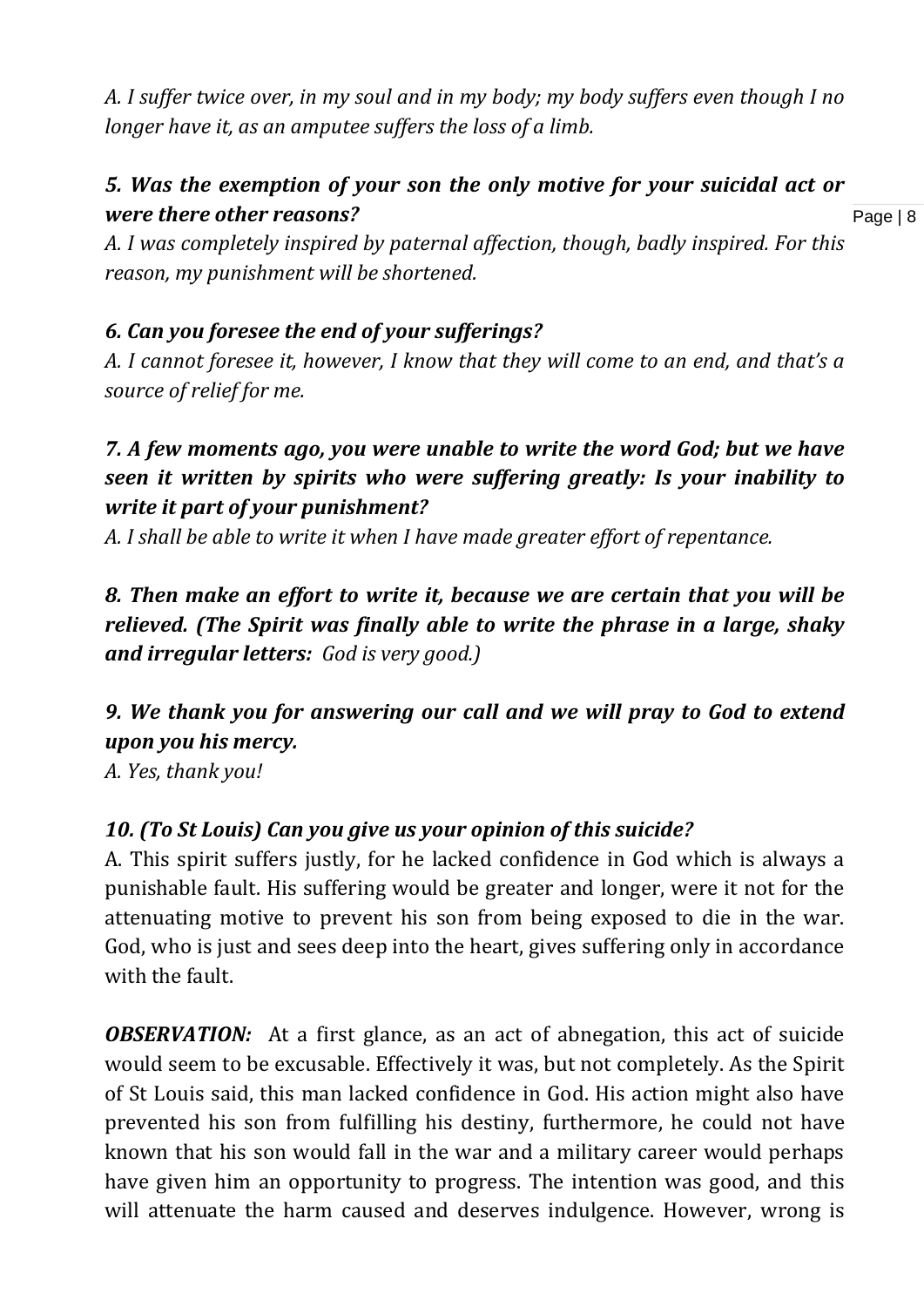*A. I suffer twice over, in my soul and in my body; my body suffers even though I no longer have it, as an amputee suffers the loss of a limb.*

***5. Was the exemption of your son the only motive for your suicidal act or were there other reasons?***
*A. I was completely inspired by paternal affection, though, badly inspired. For this reason, my punishment will be shortened.*

***6. Can you foresee the end of your sufferings?***
*A. I cannot foresee it, however, I know that they will come to an end, and that's a source of relief for me.*

***7. A few moments ago, you were unable to write the word God; but we have seen it written by spirits who were suffering greatly: Is your inability to write it part of your punishment?***
*A. I shall be able to write it when I have made greater effort of repentance.*

***8. Then make an effort to write it, because we are certain that you will be relieved. (The Spirit was finally able to write the phrase in a large, shaky and irregular letters:** God is very good.)*

***9. We thank you for answering our call and we will pray to God to extend upon you his mercy.***
*A. Yes, thank you!*

***10. (To St Louis) Can you give us your opinion of this suicide?***
A. This spirit suffers justly, for he lacked confidence in God which is always a punishable fault. His suffering would be greater and longer, were it not for the attenuating motive to prevent his son from being exposed to die in the war. God, who is just and sees deep into the heart, gives suffering only in accordance with the fault.

***OBSERVATION:*** At a first glance, as an act of abnegation, this act of suicide would seem to be excusable. Effectively it was, but not completely. As the Spirit of St Louis said, this man lacked confidence in God. His action might also have prevented his son from fulfilling his destiny, furthermore, he could not have known that his son would fall in the war and a military career would perhaps have given him an opportunity to progress. The intention was good, and this will attenuate the harm caused and deserves indulgence. However, wrong is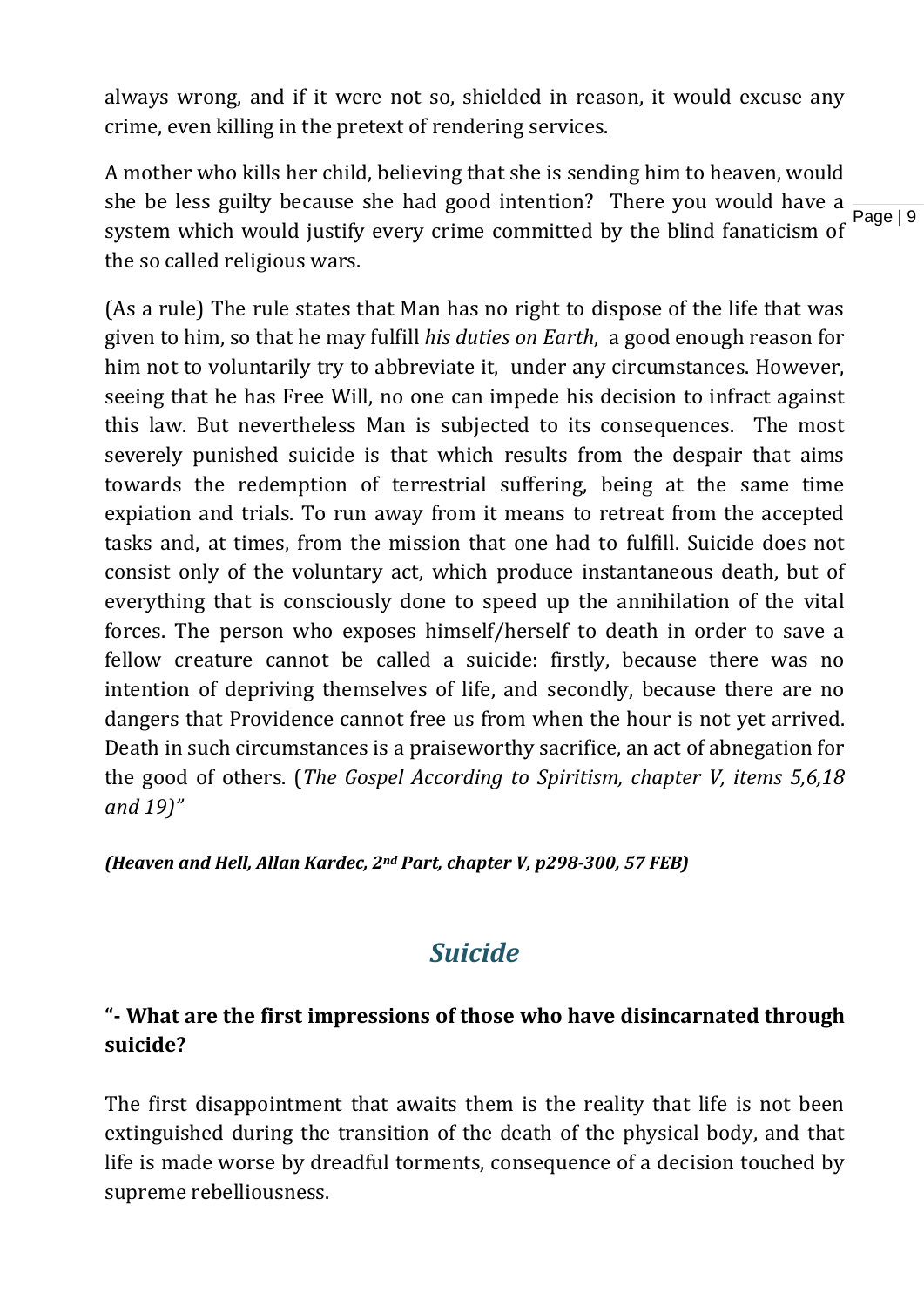always wrong, and if it were not so, shielded in reason, it would excuse any crime, even killing in the pretext of rendering services.

A mother who kills her child, believing that she is sending him to heaven, would she be less guilty because she had good intention? There you would have a system which would justify every crime committed by the blind fanaticism of the so called religious wars.

(As a rule) The rule states that Man has no right to dispose of the life that was given to him, so that he may fulfill *his duties on Earth*, a good enough reason for him not to voluntarily try to abbreviate it, under any circumstances. However, seeing that he has Free Will, no one can impede his decision to infract against this law. But nevertheless Man is subjected to its consequences. The most severely punished suicide is that which results from the despair that aims towards the redemption of terrestrial suffering, being at the same time expiation and trials. To run away from it means to retreat from the accepted tasks and, at times, from the mission that one had to fulfill. Suicide does not consist only of the voluntary act, which produce instantaneous death, but of everything that is consciously done to speed up the annihilation of the vital forces. The person who exposes himself/herself to death in order to save a fellow creature cannot be called a suicide: firstly, because there was no intention of depriving themselves of life, and secondly, because there are no dangers that Providence cannot free us from when the hour is not yet arrived. Death in such circumstances is a praiseworthy sacrifice, an act of abnegation for the good of others. (*The Gospel According to Spiritism, chapter V, items 5,6,18 and 19)"*

***(Heaven and Hell, Allan Kardec, 2nd Part, chapter V, p298-300, 57 FEB)***

## *Suicide*

### "- What are the first impressions of those who have disincarnated through suicide?

The first disappointment that awaits them is the reality that life is not been extinguished during the transition of the death of the physical body, and that life is made worse by dreadful torments, consequence of a decision touched by supreme rebelliousness.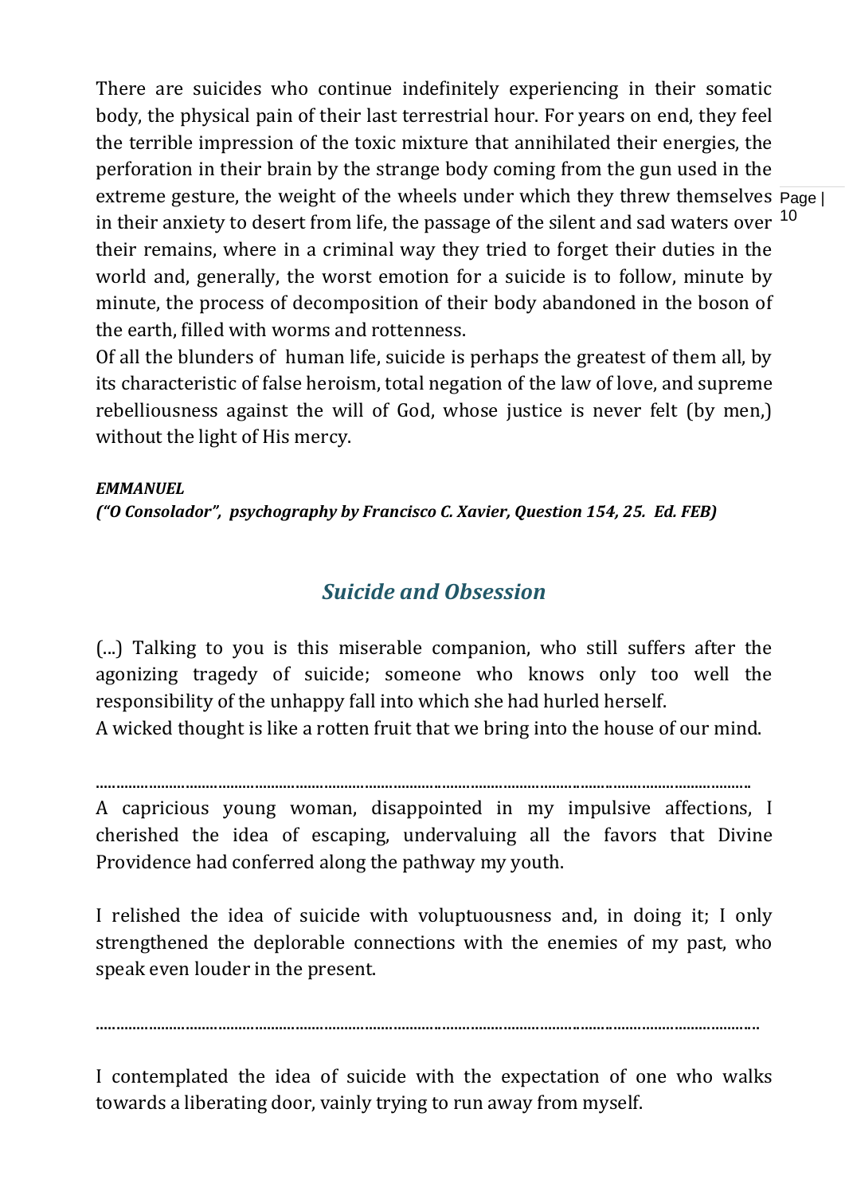There are suicides who continue indefinitely experiencing in their somatic body, the physical pain of their last terrestrial hour. For years on end, they feel the terrible impression of the toxic mixture that annihilated their energies, the perforation in their brain by the strange body coming from the gun used in the extreme gesture, the weight of the wheels under which they threw themselves in their anxiety to desert from life, the passage of the silent and sad waters over their remains, where in a criminal way they tried to forget their duties in the world and, generally, the worst emotion for a suicide is to follow, minute by minute, the process of decomposition of their body abandoned in the boson of the earth, filled with worms and rottenness.

Of all the blunders of human life, suicide is perhaps the greatest of them all, by its characteristic of false heroism, total negation of the law of love, and supreme rebelliousness against the will of God, whose justice is never felt (by men,) without the light of His mercy.

***EMMANUEL***
***("O Consolador", psychography by Francisco C. Xavier, Question 154, 25. Ed. FEB)***

## *Suicide and Obsession*

(...) Talking to you is this miserable companion, who still suffers after the agonizing tragedy of suicide; someone who knows only too well the responsibility of the unhappy fall into which she had hurled herself.

A wicked thought is like a rotten fruit that we bring into the house of our mind.

..........................................................................................................................................................

A capricious young woman, disappointed in my impulsive affections, I cherished the idea of escaping, undervaluing all the favors that Divine Providence had conferred along the pathway my youth.

I relished the idea of suicide with voluptuousness and, in doing it; I only strengthened the deplorable connections with the enemies of my past, who speak even louder in the present.

..........................................................................................................................................................

I contemplated the idea of suicide with the expectation of one who walks towards a liberating door, vainly trying to run away from myself.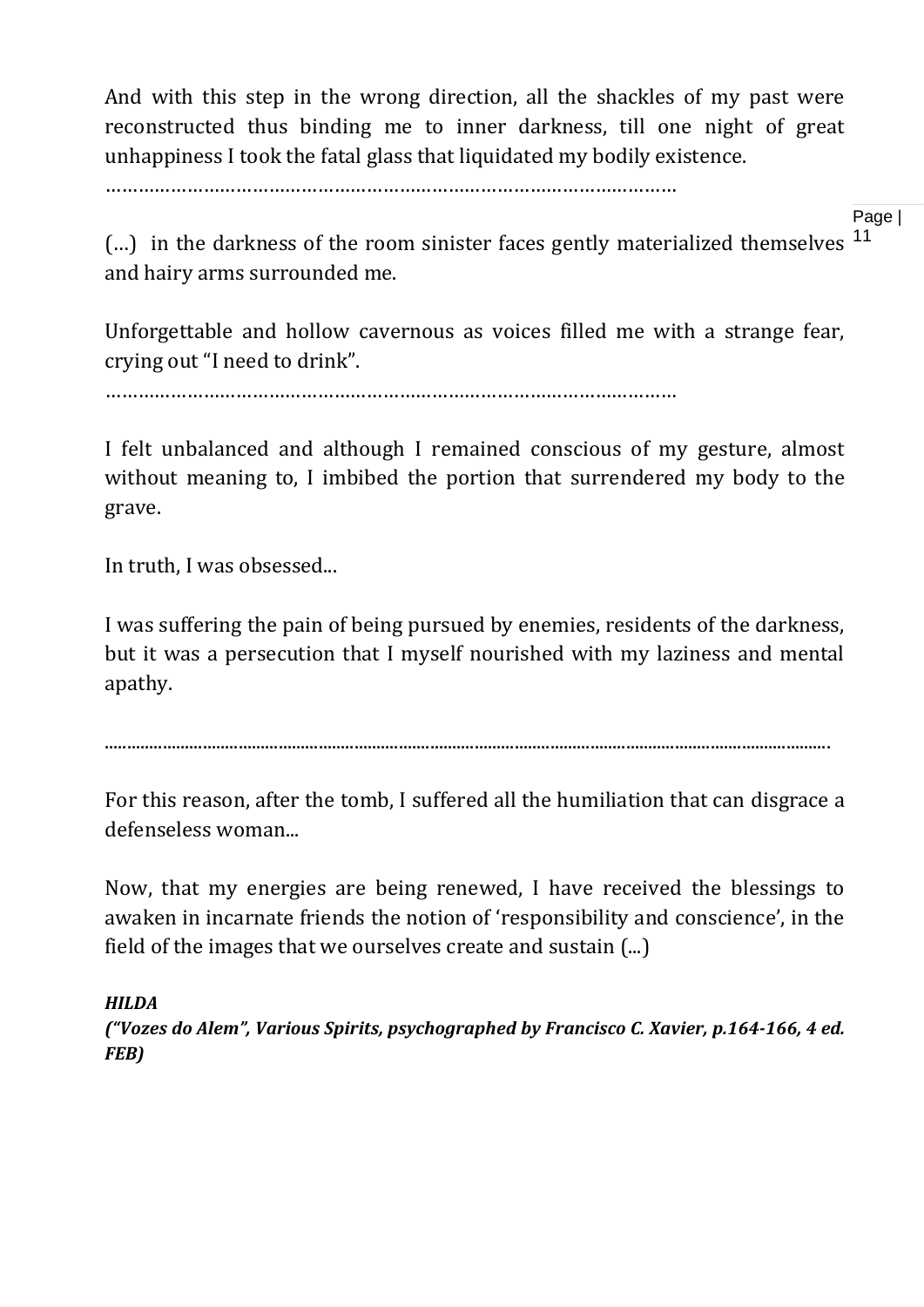And with this step in the wrong direction, all the shackles of my past were reconstructed thus binding me to inner darkness, till one night of great unhappiness I took the fatal glass that liquidated my bodily existence.

……………………………………………………………………………………………

(…) in the darkness of the room sinister faces gently materialized themselves and hairy arms surrounded me.

Unforgettable and hollow cavernous as voices filled me with a strange fear, crying out "I need to drink".

……………………………………………………………………………………………

I felt unbalanced and although I remained conscious of my gesture, almost without meaning to, I imbibed the portion that surrendered my body to the grave.

In truth, I was obsessed...

I was suffering the pain of being pursued by enemies, residents of the darkness, but it was a persecution that I myself nourished with my laziness and mental apathy.

……………………………………………………………………………………………………………….

For this reason, after the tomb, I suffered all the humiliation that can disgrace a defenseless woman...

Now, that my energies are being renewed, I have received the blessings to awaken in incarnate friends the notion of 'responsibility and conscience', in the field of the images that we ourselves create and sustain (...)

***HILDA***
***("Vozes do Alem", Various Spirits, psychographed by Francisco C. Xavier, p.164-166, 4 ed. FEB)***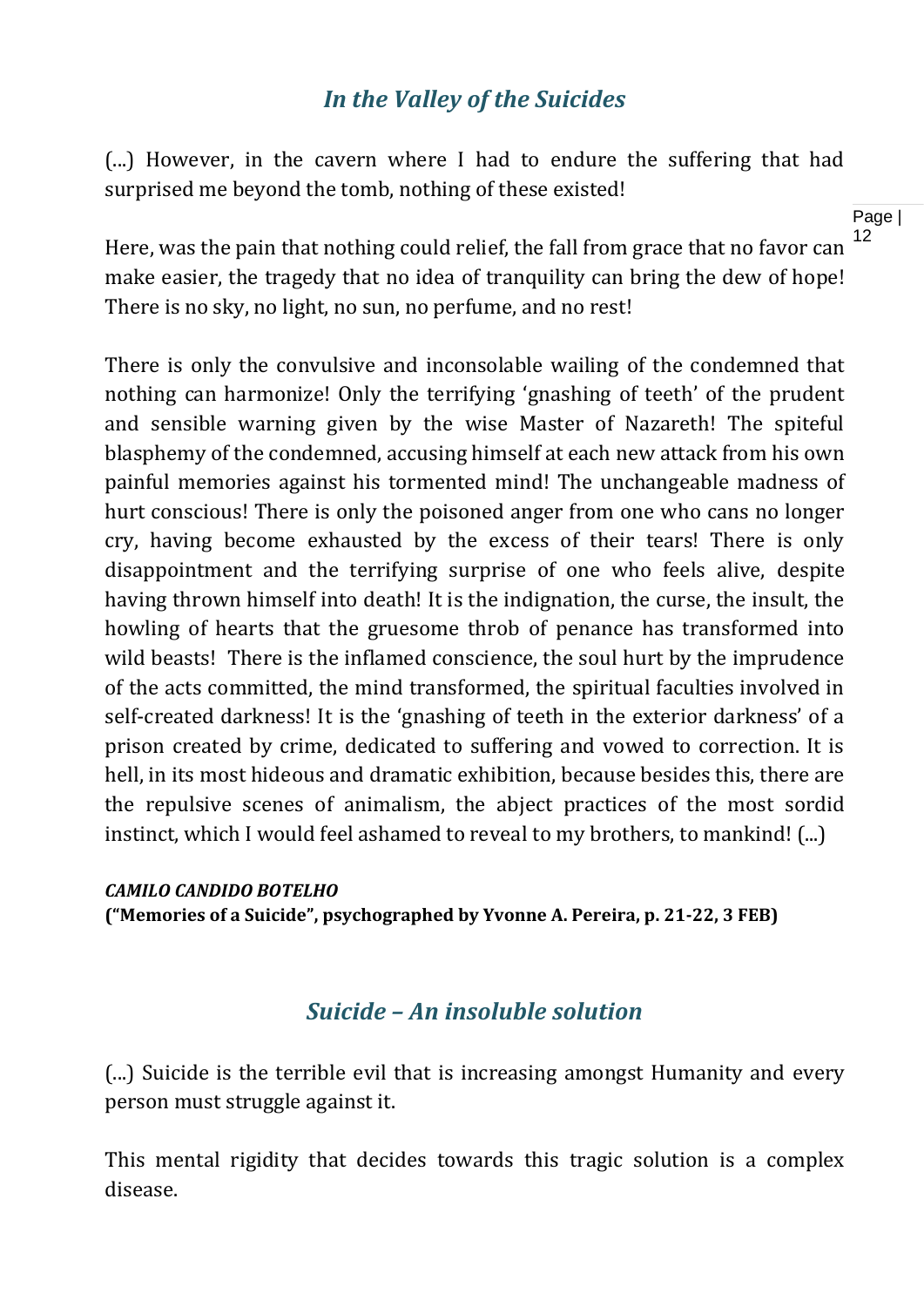## *In the Valley of the Suicides*

(...) However, in the cavern where I had to endure the suffering that had surprised me beyond the tomb, nothing of these existed!

Here, was the pain that nothing could relief, the fall from grace that no favor can make easier, the tragedy that no idea of tranquility can bring the dew of hope! There is no sky, no light, no sun, no perfume, and no rest!

There is only the convulsive and inconsolable wailing of the condemned that nothing can harmonize! Only the terrifying 'gnashing of teeth' of the prudent and sensible warning given by the wise Master of Nazareth! The spiteful blasphemy of the condemned, accusing himself at each new attack from his own painful memories against his tormented mind! The unchangeable madness of hurt conscious! There is only the poisoned anger from one who cans no longer cry, having become exhausted by the excess of their tears! There is only disappointment and the terrifying surprise of one who feels alive, despite having thrown himself into death! It is the indignation, the curse, the insult, the howling of hearts that the gruesome throb of penance has transformed into wild beasts! There is the inflamed conscience, the soul hurt by the imprudence of the acts committed, the mind transformed, the spiritual faculties involved in self-created darkness! It is the 'gnashing of teeth in the exterior darkness' of a prison created by crime, dedicated to suffering and vowed to correction. It is hell, in its most hideous and dramatic exhibition, because besides this, there are the repulsive scenes of animalism, the abject practices of the most sordid instinct, which I would feel ashamed to reveal to my brothers, to mankind! (...)

***CAMILO CANDIDO BOTELHO***
**("Memories of a Suicide", psychographed by Yvonne A. Pereira, p. 21-22, 3 FEB)**

## *Suicide – An insoluble solution*

(...) Suicide is the terrible evil that is increasing amongst Humanity and every person must struggle against it.

This mental rigidity that decides towards this tragic solution is a complex disease.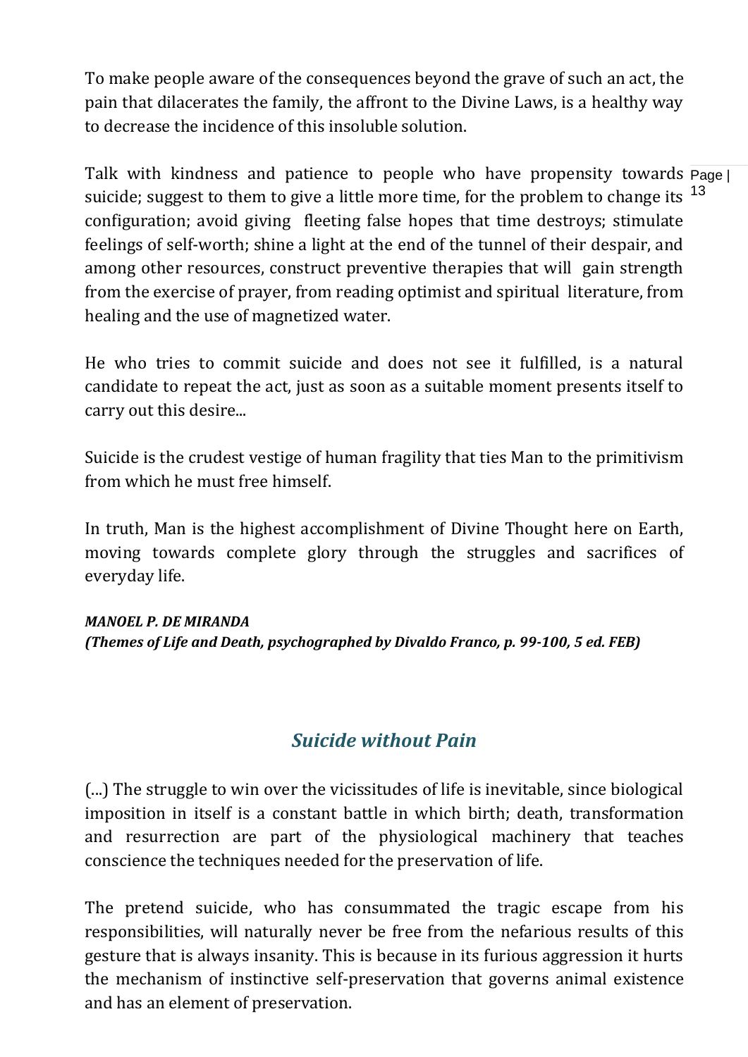To make people aware of the consequences beyond the grave of such an act, the pain that dilacerates the family, the affront to the Divine Laws, is a healthy way to decrease the incidence of this insoluble solution.

Talk with kindness and patience to people who have propensity towards suicide; suggest to them to give a little more time, for the problem to change its configuration; avoid giving fleeting false hopes that time destroys; stimulate feelings of self-worth; shine a light at the end of the tunnel of their despair, and among other resources, construct preventive therapies that will gain strength from the exercise of prayer, from reading optimist and spiritual literature, from healing and the use of magnetized water.

He who tries to commit suicide and does not see it fulfilled, is a natural candidate to repeat the act, just as soon as a suitable moment presents itself to carry out this desire...

Suicide is the crudest vestige of human fragility that ties Man to the primitivism from which he must free himself.

In truth, Man is the highest accomplishment of Divine Thought here on Earth, moving towards complete glory through the struggles and sacrifices of everyday life.

***MANOEL P. DE MIRANDA***
***(Themes of Life and Death, psychographed by Divaldo Franco, p. 99-100, 5 ed. FEB)***

## *Suicide without Pain*

(...) The struggle to win over the vicissitudes of life is inevitable, since biological imposition in itself is a constant battle in which birth; death, transformation and resurrection are part of the physiological machinery that teaches conscience the techniques needed for the preservation of life.

The pretend suicide, who has consummated the tragic escape from his responsibilities, will naturally never be free from the nefarious results of this gesture that is always insanity. This is because in its furious aggression it hurts the mechanism of instinctive self-preservation that governs animal existence and has an element of preservation.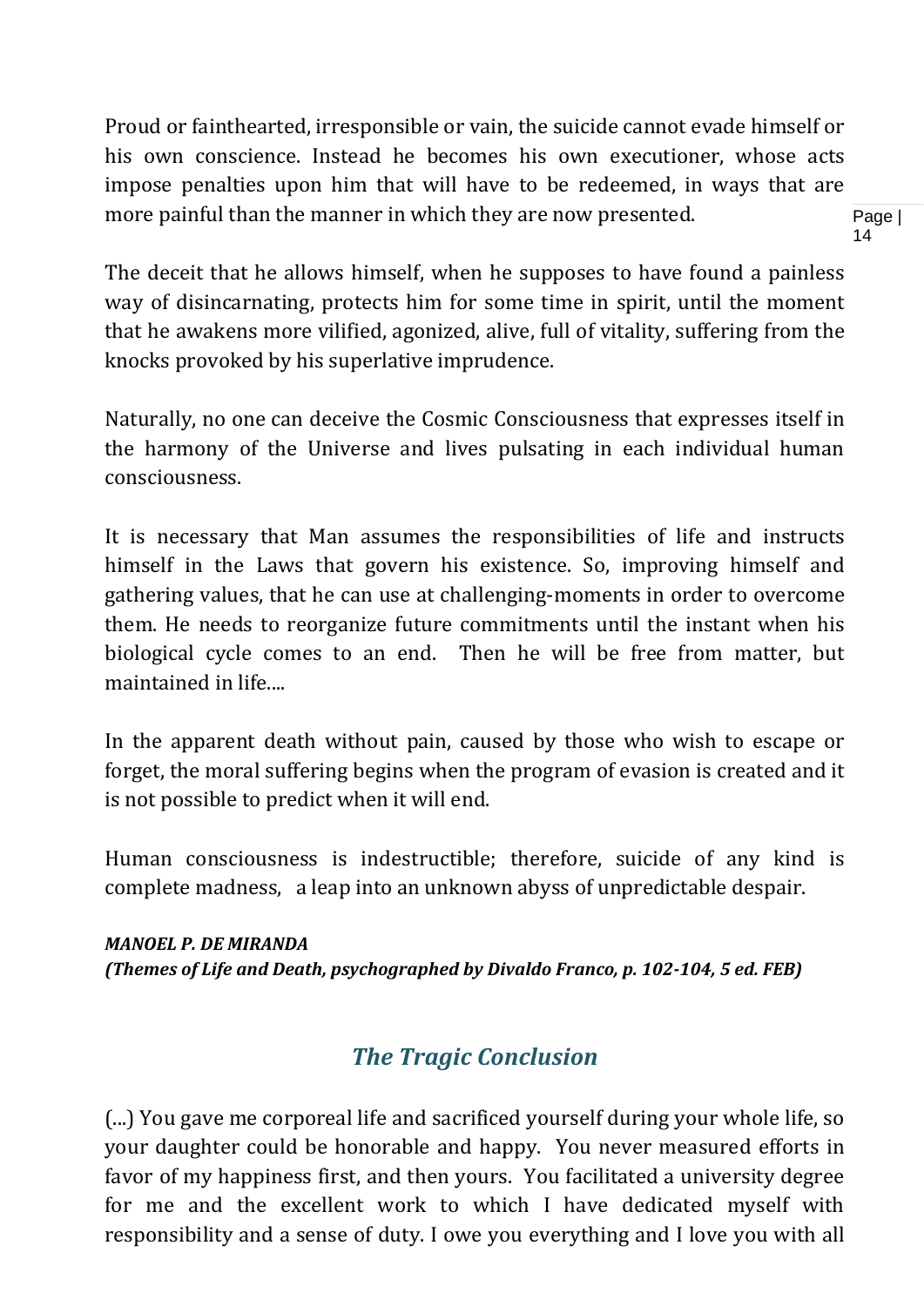Proud or fainthearted, irresponsible or vain, the suicide cannot evade himself or his own conscience. Instead he becomes his own executioner, whose acts impose penalties upon him that will have to be redeemed, in ways that are more painful than the manner in which they are now presented.

The deceit that he allows himself, when he supposes to have found a painless way of disincarnating, protects him for some time in spirit, until the moment that he awakens more vilified, agonized, alive, full of vitality, suffering from the knocks provoked by his superlative imprudence.

Naturally, no one can deceive the Cosmic Consciousness that expresses itself in the harmony of the Universe and lives pulsating in each individual human consciousness.

It is necessary that Man assumes the responsibilities of life and instructs himself in the Laws that govern his existence. So, improving himself and gathering values, that he can use at challenging-moments in order to overcome them. He needs to reorganize future commitments until the instant when his biological cycle comes to an end. Then he will be free from matter, but maintained in life....

In the apparent death without pain, caused by those who wish to escape or forget, the moral suffering begins when the program of evasion is created and it is not possible to predict when it will end.

Human consciousness is indestructible; therefore, suicide of any kind is complete madness, a leap into an unknown abyss of unpredictable despair.

***MANOEL P. DE MIRANDA***
***(Themes of Life and Death, psychographed by Divaldo Franco, p. 102-104, 5 ed. FEB)***

## *The Tragic Conclusion*

(...) You gave me corporeal life and sacrificed yourself during your whole life, so your daughter could be honorable and happy. You never measured efforts in favor of my happiness first, and then yours. You facilitated a university degree for me and the excellent work to which I have dedicated myself with responsibility and a sense of duty. I owe you everything and I love you with all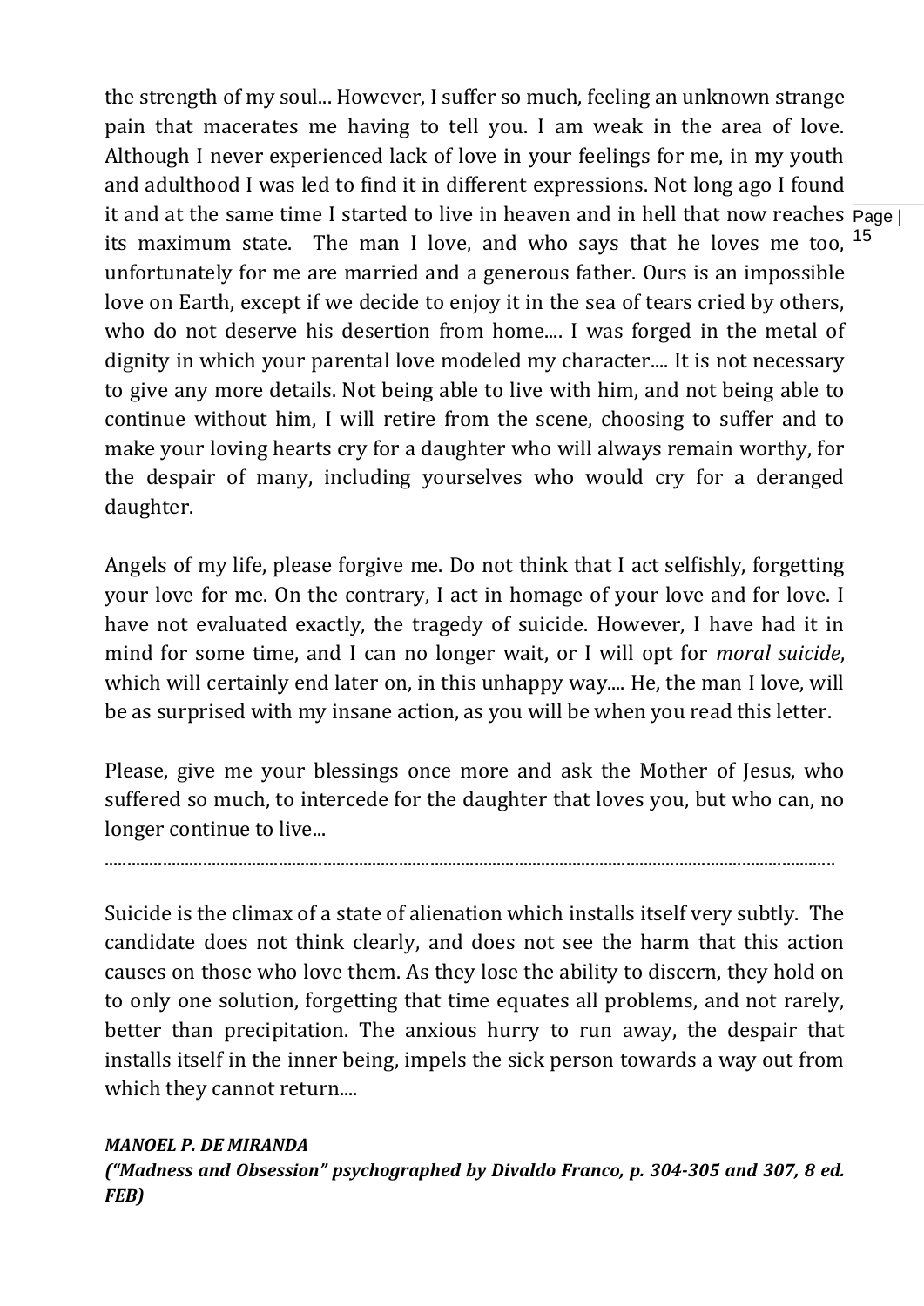the strength of my soul... However, I suffer so much, feeling an unknown strange pain that macerates me having to tell you. I am weak in the area of love. Although I never experienced lack of love in your feelings for me, in my youth and adulthood I was led to find it in different expressions. Not long ago I found it and at the same time I started to live in heaven and in hell that now reaches its maximum state. The man I love, and who says that he loves me too, unfortunately for me are married and a generous father. Ours is an impossible love on Earth, except if we decide to enjoy it in the sea of tears cried by others, who do not deserve his desertion from home.... I was forged in the metal of dignity in which your parental love modeled my character.... It is not necessary to give any more details. Not being able to live with him, and not being able to continue without him, I will retire from the scene, choosing to suffer and to make your loving hearts cry for a daughter who will always remain worthy, for the despair of many, including yourselves who would cry for a deranged daughter.

Angels of my life, please forgive me. Do not think that I act selfishly, forgetting your love for me. On the contrary, I act in homage of your love and for love. I have not evaluated exactly, the tragedy of suicide. However, I have had it in mind for some time, and I can no longer wait, or I will opt for *moral suicide*, which will certainly end later on, in this unhappy way.... He, the man I love, will be as surprised with my insane action, as you will be when you read this letter.

Please, give me your blessings once more and ask the Mother of Jesus, who suffered so much, to intercede for the daughter that loves you, but who can, no longer continue to live...

..........................................................................................................................................................

Suicide is the climax of a state of alienation which installs itself very subtly. The candidate does not think clearly, and does not see the harm that this action causes on those who love them. As they lose the ability to discern, they hold on to only one solution, forgetting that time equates all problems, and not rarely, better than precipitation. The anxious hurry to run away, the despair that installs itself in the inner being, impels the sick person towards a way out from which they cannot return....

***MANOEL P. DE MIRANDA***

***("Madness and Obsession" psychographed by Divaldo Franco, p. 304-305 and 307, 8 ed. FEB)***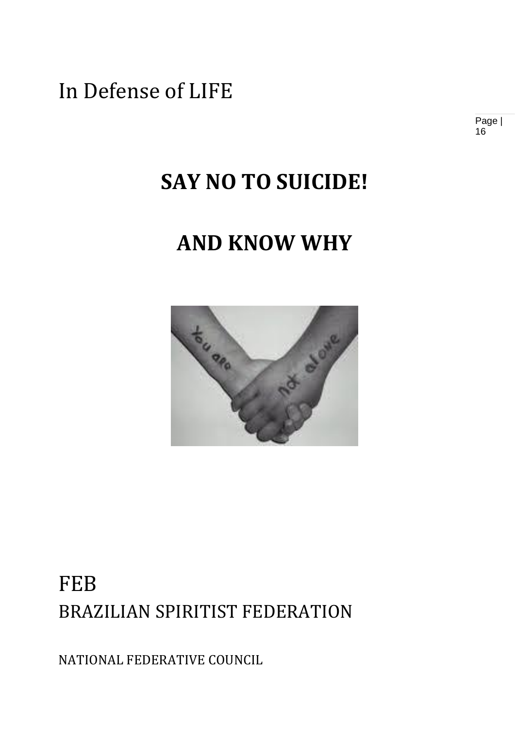In Defense of LIFE

# SAY NO TO SUICIDE!

# AND KNOW WHY

FEB

BRAZILIAN SPIRITIST FEDERATION

NATIONAL FEDERATIVE COUNCIL